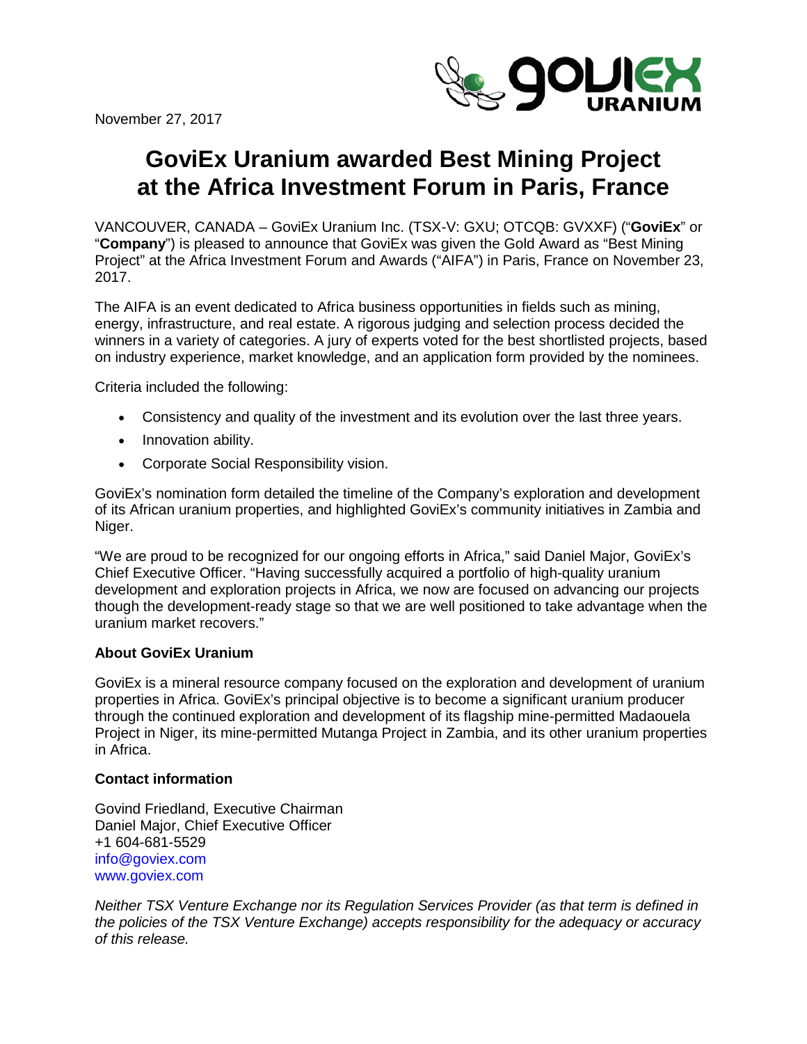November 27, 2017

# GoviEx Uranium awarded Best Mining Project at the Africa Investment Forum in Paris, France

VANCOUVER, CANADA – GoviEx Uranium Inc. (TSX-V: GXU; OTCQB: GVXXF) ("**GoviEx**" or "**Company**") is pleased to announce that GoviEx was given the Gold Award as "Best Mining Project" at the Africa Investment Forum and Awards ("AIFA") in Paris, France on November 23, 2017.

The AIFA is an event dedicated to Africa business opportunities in fields such as mining, energy, infrastructure, and real estate. A rigorous judging and selection process decided the winners in a variety of categories. A jury of experts voted for the best shortlisted projects, based on industry experience, market knowledge, and an application form provided by the nominees.

Criteria included the following:

- Consistency and quality of the investment and its evolution over the last three years.
- Innovation ability.
- Corporate Social Responsibility vision.

GoviEx's nomination form detailed the timeline of the Company's exploration and development of its African uranium properties, and highlighted GoviEx's community initiatives in Zambia and Niger.

"We are proud to be recognized for our ongoing efforts in Africa," said Daniel Major, GoviEx's Chief Executive Officer. "Having successfully acquired a portfolio of high-quality uranium development and exploration projects in Africa, we now are focused on advancing our projects though the development-ready stage so that we are well positioned to take advantage when the uranium market recovers."

**About GoviEx Uranium**

GoviEx is a mineral resource company focused on the exploration and development of uranium properties in Africa. GoviEx's principal objective is to become a significant uranium producer through the continued exploration and development of its flagship mine-permitted Madaouela Project in Niger, its mine-permitted Mutanga Project in Zambia, and its other uranium properties in Africa.

**Contact information**

Govind Friedland, Executive Chairman
Daniel Major, Chief Executive Officer
+1 604-681-5529
info@goviex.com
www.goviex.com

*Neither TSX Venture Exchange nor its Regulation Services Provider (as that term is defined in the policies of the TSX Venture Exchange) accepts responsibility for the adequacy or accuracy of this release.*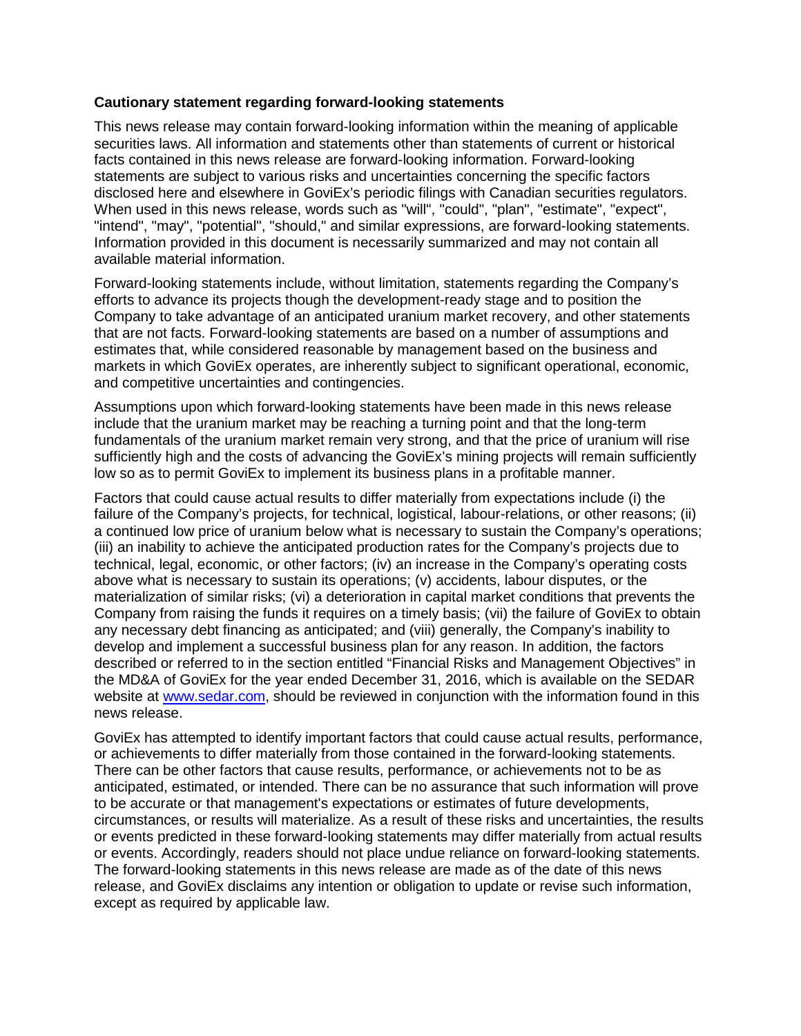**Cautionary statement regarding forward-looking statements**

This news release may contain forward-looking information within the meaning of applicable securities laws. All information and statements other than statements of current or historical facts contained in this news release are forward-looking information. Forward-looking statements are subject to various risks and uncertainties concerning the specific factors disclosed here and elsewhere in GoviEx's periodic filings with Canadian securities regulators. When used in this news release, words such as "will", "could", "plan", "estimate", "expect", "intend", "may", "potential", "should," and similar expressions, are forward-looking statements. Information provided in this document is necessarily summarized and may not contain all available material information.

Forward-looking statements include, without limitation, statements regarding the Company's efforts to advance its projects though the development-ready stage and to position the Company to take advantage of an anticipated uranium market recovery, and other statements that are not facts. Forward-looking statements are based on a number of assumptions and estimates that, while considered reasonable by management based on the business and markets in which GoviEx operates, are inherently subject to significant operational, economic, and competitive uncertainties and contingencies.

Assumptions upon which forward-looking statements have been made in this news release include that the uranium market may be reaching a turning point and that the long-term fundamentals of the uranium market remain very strong, and that the price of uranium will rise sufficiently high and the costs of advancing the GoviEx's mining projects will remain sufficiently low so as to permit GoviEx to implement its business plans in a profitable manner.

Factors that could cause actual results to differ materially from expectations include (i) the failure of the Company's projects, for technical, logistical, labour-relations, or other reasons; (ii) a continued low price of uranium below what is necessary to sustain the Company's operations; (iii) an inability to achieve the anticipated production rates for the Company's projects due to technical, legal, economic, or other factors; (iv) an increase in the Company's operating costs above what is necessary to sustain its operations; (v) accidents, labour disputes, or the materialization of similar risks; (vi) a deterioration in capital market conditions that prevents the Company from raising the funds it requires on a timely basis; (vii) the failure of GoviEx to obtain any necessary debt financing as anticipated; and (viii) generally, the Company's inability to develop and implement a successful business plan for any reason. In addition, the factors described or referred to in the section entitled "Financial Risks and Management Objectives" in the MD&A of GoviEx for the year ended December 31, 2016, which is available on the SEDAR website at [www.sedar.com](http://www.sedar.com), should be reviewed in conjunction with the information found in this news release.

GoviEx has attempted to identify important factors that could cause actual results, performance, or achievements to differ materially from those contained in the forward-looking statements. There can be other factors that cause results, performance, or achievements not to be as anticipated, estimated, or intended. There can be no assurance that such information will prove to be accurate or that management's expectations or estimates of future developments, circumstances, or results will materialize. As a result of these risks and uncertainties, the results or events predicted in these forward-looking statements may differ materially from actual results or events. Accordingly, readers should not place undue reliance on forward-looking statements. The forward-looking statements in this news release are made as of the date of this news release, and GoviEx disclaims any intention or obligation to update or revise such information, except as required by applicable law.